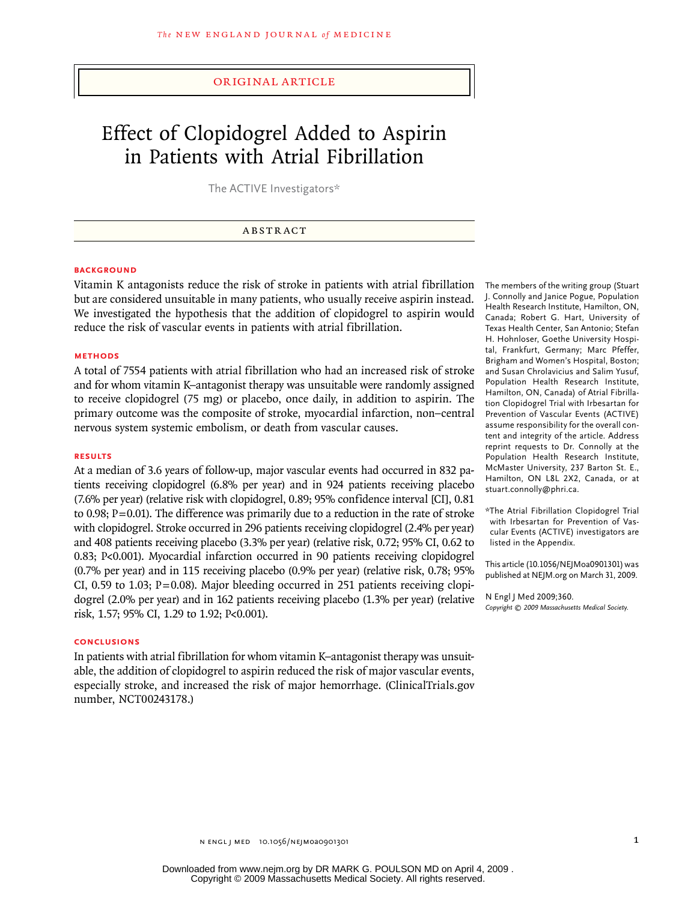ORIGINAL ARTICLE

# Effect of Clopidogrel Added to Aspirin in Patients with Atrial Fibrillation

The ACTIVE Investigators*

## ABSTRACT

### BACKGROUND

Vitamin K antagonists reduce the risk of stroke in patients with atrial fibrillation but are considered unsuitable in many patients, who usually receive aspirin instead. We investigated the hypothesis that the addition of clopidogrel to aspirin would reduce the risk of vascular events in patients with atrial fibrillation.

### METHODS

A total of 7554 patients with atrial fibrillation who had an increased risk of stroke and for whom vitamin K–antagonist therapy was unsuitable were randomly assigned to receive clopidogrel (75 mg) or placebo, once daily, in addition to aspirin. The primary outcome was the composite of stroke, myocardial infarction, non–central nervous system systemic embolism, or death from vascular causes.

### RESULTS

At a median of 3.6 years of follow-up, major vascular events had occurred in 832 patients receiving clopidogrel (6.8% per year) and in 924 patients receiving placebo (7.6% per year) (relative risk with clopidogrel, 0.89; 95% confidence interval [CI], 0.81 to 0.98; P=0.01). The difference was primarily due to a reduction in the rate of stroke with clopidogrel. Stroke occurred in 296 patients receiving clopidogrel (2.4% per year) and 408 patients receiving placebo (3.3% per year) (relative risk, 0.72; 95% CI, 0.62 to 0.83; P<0.001). Myocardial infarction occurred in 90 patients receiving clopidogrel (0.7% per year) and in 115 receiving placebo (0.9% per year) (relative risk, 0.78; 95% CI, 0.59 to 1.03; P=0.08). Major bleeding occurred in 251 patients receiving clopidogrel (2.0% per year) and in 162 patients receiving placebo (1.3% per year) (relative risk, 1.57; 95% CI, 1.29 to 1.92; P<0.001).

### CONCLUSIONS

In patients with atrial fibrillation for whom vitamin K–antagonist therapy was unsuitable, the addition of clopidogrel to aspirin reduced the risk of major vascular events, especially stroke, and increased the risk of major hemorrhage. (ClinicalTrials.gov number, NCT00243178.)

The members of the writing group (Stuart J. Connolly and Janice Pogue, Population Health Research Institute, Hamilton, ON, Canada; Robert G. Hart, University of Texas Health Center, San Antonio; Stefan H. Hohnloser, Goethe University Hospital, Frankfurt, Germany; Marc Pfeffer, Brigham and Women's Hospital, Boston; and Susan Chrolavicius and Salim Yusuf, Population Health Research Institute, Hamilton, ON, Canada) of Atrial Fibrillation Clopidogrel Trial with Irbesartan for Prevention of Vascular Events (ACTIVE) assume responsibility for the overall content and integrity of the article. Address reprint requests to Dr. Connolly at the Population Health Research Institute, McMaster University, 237 Barton St. E., Hamilton, ON L8L 2X2, Canada, or at stuart.connolly@phri.ca.

*The Atrial Fibrillation Clopidogrel Trial with Irbesartan for Prevention of Vascular Events (ACTIVE) investigators are listed in the Appendix.

This article (10.1056/NEJMoa0901301) was published at NEJM.org on March 31, 2009.

N Engl J Med 2009;360.
*Copyright © 2009 Massachusetts Medical Society.*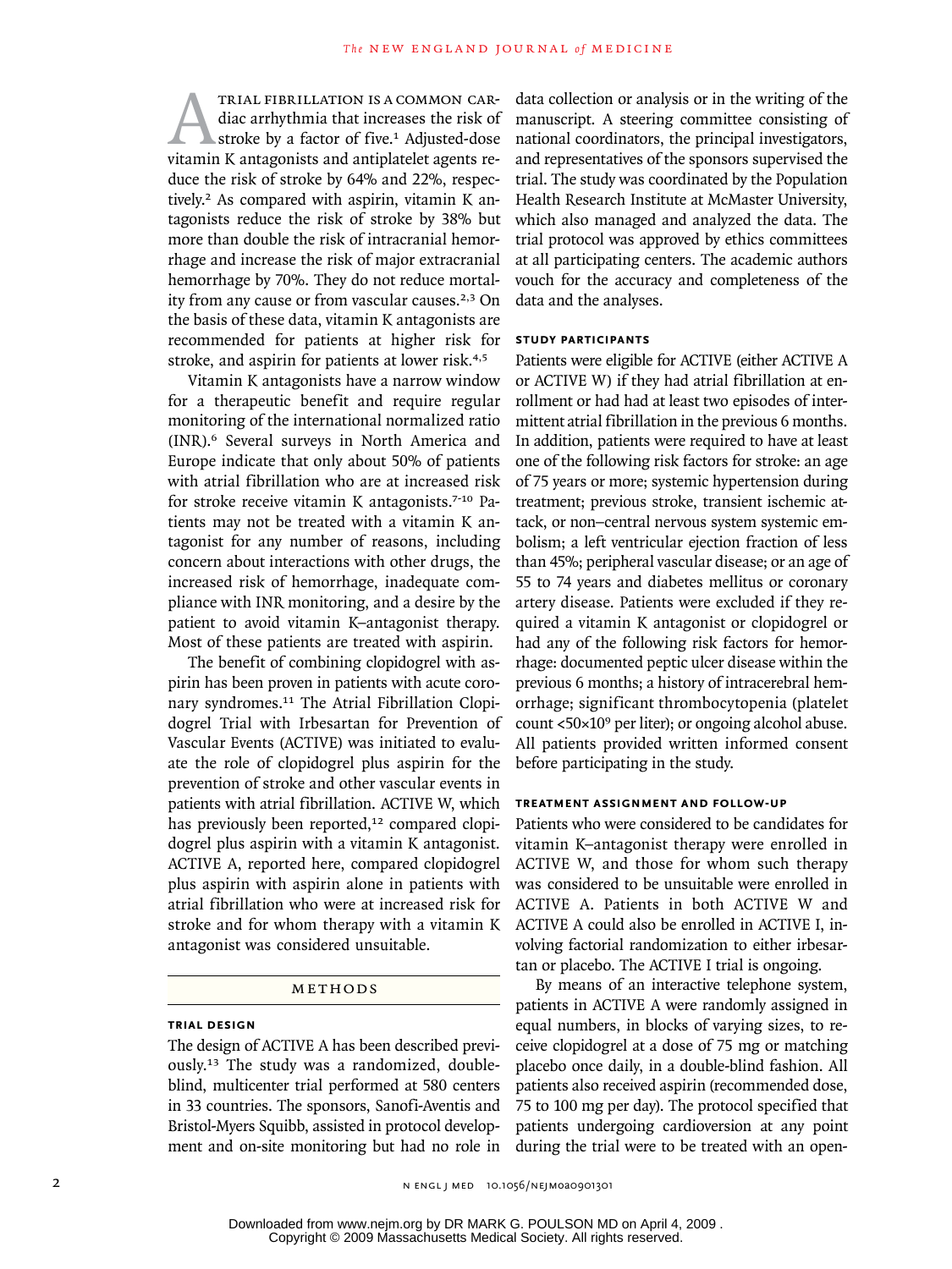Atrial fibrillation is a common cardiac arrhythmia that increases the risk of stroke by a factor of five.[1] Adjusted-dose vitamin K antagonists and antiplatelet agents reduce the risk of stroke by 64% and 22%, respectively.[2] As compared with aspirin, vitamin K antagonists reduce the risk of stroke by 38% but more than double the risk of intracranial hemorrhage and increase the risk of major extracranial hemorrhage by 70%. They do not reduce mortality from any cause or from vascular causes.[2,3] On the basis of these data, vitamin K antagonists are recommended for patients at higher risk for stroke, and aspirin for patients at lower risk.[4,5]

Vitamin K antagonists have a narrow window for a therapeutic benefit and require regular monitoring of the international normalized ratio (INR).[6] Several surveys in North America and Europe indicate that only about 50% of patients with atrial fibrillation who are at increased risk for stroke receive vitamin K antagonists.[7-10] Patients may not be treated with a vitamin K antagonist for any number of reasons, including concern about interactions with other drugs, the increased risk of hemorrhage, inadequate compliance with INR monitoring, and a desire by the patient to avoid vitamin K–antagonist therapy. Most of these patients are treated with aspirin.

The benefit of combining clopidogrel with aspirin has been proven in patients with acute coronary syndromes.[11] The Atrial Fibrillation Clopidogrel Trial with Irbesartan for Prevention of Vascular Events (ACTIVE) was initiated to evaluate the role of clopidogrel plus aspirin for the prevention of stroke and other vascular events in patients with atrial fibrillation. ACTIVE W, which has previously been reported,[12] compared clopidogrel plus aspirin with a vitamin K antagonist. ACTIVE A, reported here, compared clopidogrel plus aspirin with aspirin alone in patients with atrial fibrillation who were at increased risk for stroke and for whom therapy with a vitamin K antagonist was considered unsuitable.

## Methods

### Trial Design

The design of ACTIVE A has been described previously.[13] The study was a randomized, double-blind, multicenter trial performed at 580 centers in 33 countries. The sponsors, Sanofi-Aventis and Bristol-Myers Squibb, assisted in protocol development and on-site monitoring but had no role in data collection or analysis or in the writing of the manuscript. A steering committee consisting of national coordinators, the principal investigators, and representatives of the sponsors supervised the trial. The study was coordinated by the Population Health Research Institute at McMaster University, which also managed and analyzed the data. The trial protocol was approved by ethics committees at all participating centers. The academic authors vouch for the accuracy and completeness of the data and the analyses.

### Study Participants

Patients were eligible for ACTIVE (either ACTIVE A or ACTIVE W) if they had atrial fibrillation at enrollment or had had at least two episodes of intermittent atrial fibrillation in the previous 6 months. In addition, patients were required to have at least one of the following risk factors for stroke: an age of 75 years or more; systemic hypertension during treatment; previous stroke, transient ischemic attack, or non–central nervous system systemic embolism; a left ventricular ejection fraction of less than 45%; peripheral vascular disease; or an age of 55 to 74 years and diabetes mellitus or coronary artery disease. Patients were excluded if they required a vitamin K antagonist or clopidogrel or had any of the following risk factors for hemorrhage: documented peptic ulcer disease within the previous 6 months; a history of intracerebral hemorrhage; significant thrombocytopenia (platelet count $<50\times10^9$ per liter); or ongoing alcohol abuse. All patients provided written informed consent before participating in the study.

### Treatment Assignment and Follow-up

Patients who were considered to be candidates for vitamin K–antagonist therapy were enrolled in ACTIVE W, and those for whom such therapy was considered to be unsuitable were enrolled in ACTIVE A. Patients in both ACTIVE W and ACTIVE A could also be enrolled in ACTIVE I, involving factorial randomization to either irbesartan or placebo. The ACTIVE I trial is ongoing.

By means of an interactive telephone system, patients in ACTIVE A were randomly assigned in equal numbers, in blocks of varying sizes, to receive clopidogrel at a dose of 75 mg or matching placebo once daily, in a double-blind fashion. All patients also received aspirin (recommended dose, 75 to 100 mg per day). The protocol specified that patients undergoing cardioversion at any point during the trial were to be treated with an open-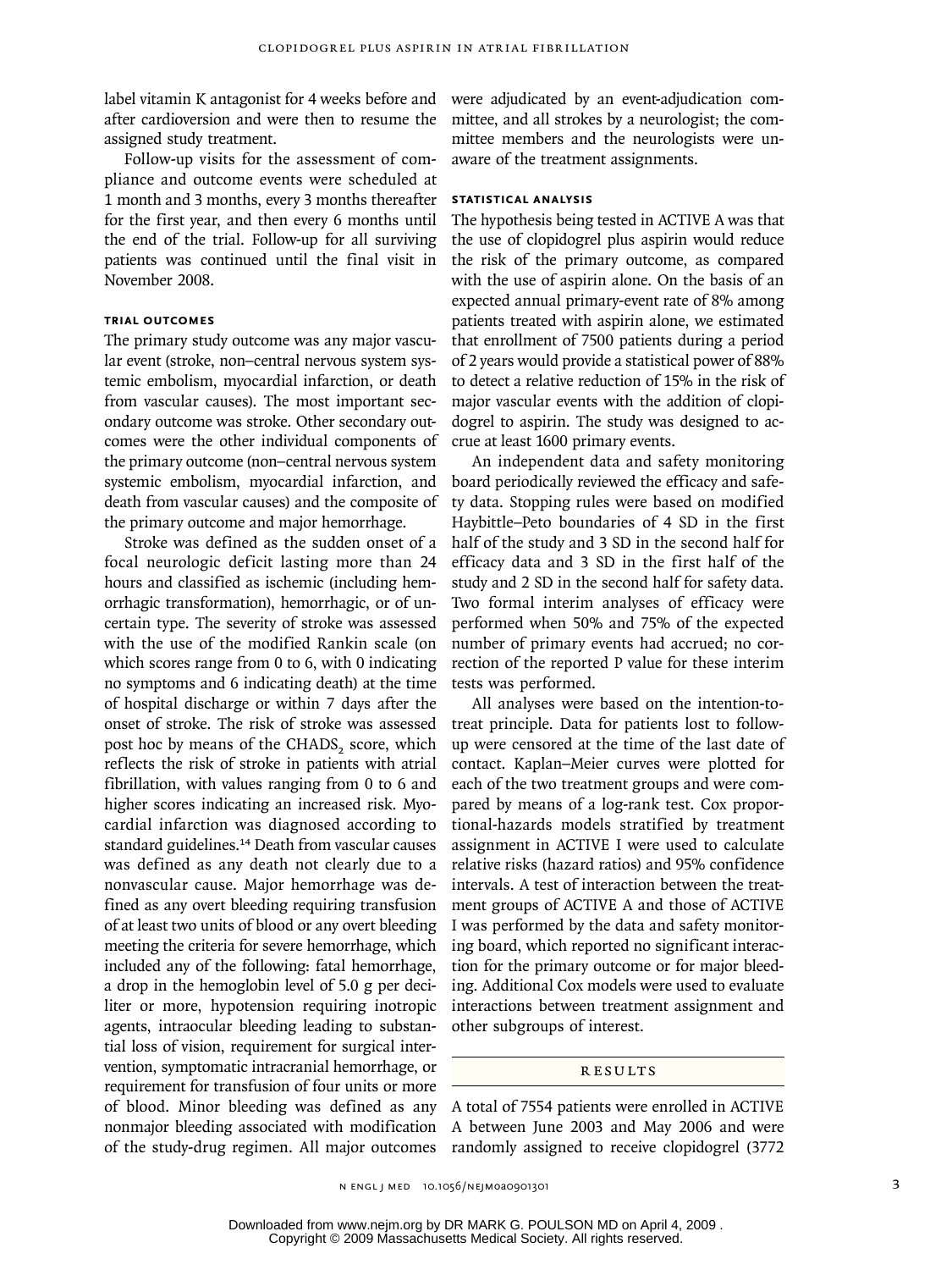label vitamin K antagonist for 4 weeks before and after cardioversion and were then to resume the assigned study treatment.

Follow-up visits for the assessment of compliance and outcome events were scheduled at 1 month and 3 months, every 3 months thereafter for the first year, and then every 6 months until the end of the trial. Follow-up for all surviving patients was continued until the final visit in November 2008.

### Trial Outcomes

The primary study outcome was any major vascular event (stroke, non–central nervous system systemic embolism, myocardial infarction, or death from vascular causes). The most important secondary outcome was stroke. Other secondary outcomes were the other individual components of the primary outcome (non–central nervous system systemic embolism, myocardial infarction, and death from vascular causes) and the composite of the primary outcome and major hemorrhage.

Stroke was defined as the sudden onset of a focal neurologic deficit lasting more than 24 hours and classified as ischemic (including hemorrhagic transformation), hemorrhagic, or of uncertain type. The severity of stroke was assessed with the use of the modified Rankin scale (on which scores range from 0 to 6, with 0 indicating no symptoms and 6 indicating death) at the time of hospital discharge or within 7 days after the onset of stroke. The risk of stroke was assessed post hoc by means of the $CHADS_2$ score, which reflects the risk of stroke in patients with atrial fibrillation, with values ranging from 0 to 6 and higher scores indicating an increased risk. Myocardial infarction was diagnosed according to standard guidelines.[14] Death from vascular causes was defined as any death not clearly due to a nonvascular cause. Major hemorrhage was defined as any overt bleeding requiring transfusion of at least two units of blood or any overt bleeding meeting the criteria for severe hemorrhage, which included any of the following: fatal hemorrhage, a drop in the hemoglobin level of 5.0 g per deciliter or more, hypotension requiring inotropic agents, intraocular bleeding leading to substantial loss of vision, requirement for surgical intervention, symptomatic intracranial hemorrhage, or requirement for transfusion of four units or more of blood. Minor bleeding was defined as any nonmajor bleeding associated with modification of the study-drug regimen. All major outcomes were adjudicated by an event-adjudication committee, and all strokes by a neurologist; the committee members and the neurologists were unaware of the treatment assignments.

### Statistical Analysis

The hypothesis being tested in ACTIVE A was that the use of clopidogrel plus aspirin would reduce the risk of the primary outcome, as compared with the use of aspirin alone. On the basis of an expected annual primary-event rate of 8% among patients treated with aspirin alone, we estimated that enrollment of 7500 patients during a period of 2 years would provide a statistical power of 88% to detect a relative reduction of 15% in the risk of major vascular events with the addition of clopidogrel to aspirin. The study was designed to accrue at least 1600 primary events.

An independent data and safety monitoring board periodically reviewed the efficacy and safety data. Stopping rules were based on modified Haybittle–Peto boundaries of 4 SD in the first half of the study and 3 SD in the second half for efficacy data and 3 SD in the first half of the study and 2 SD in the second half for safety data. Two formal interim analyses of efficacy were performed when 50% and 75% of the expected number of primary events had accrued; no correction of the reported P value for these interim tests was performed.

All analyses were based on the intention-to-treat principle. Data for patients lost to follow-up were censored at the time of the last date of contact. Kaplan–Meier curves were plotted for each of the two treatment groups and were compared by means of a log-rank test. Cox proportional-hazards models stratified by treatment assignment in ACTIVE I were used to calculate relative risks (hazard ratios) and 95% confidence intervals. A test of interaction between the treatment groups of ACTIVE A and those of ACTIVE I was performed by the data and safety monitoring board, which reported no significant interaction for the primary outcome or for major bleeding. Additional Cox models were used to evaluate interactions between treatment assignment and other subgroups of interest.

## Results

A total of 7554 patients were enrolled in ACTIVE A between June 2003 and May 2006 and were randomly assigned to receive clopidogrel (3772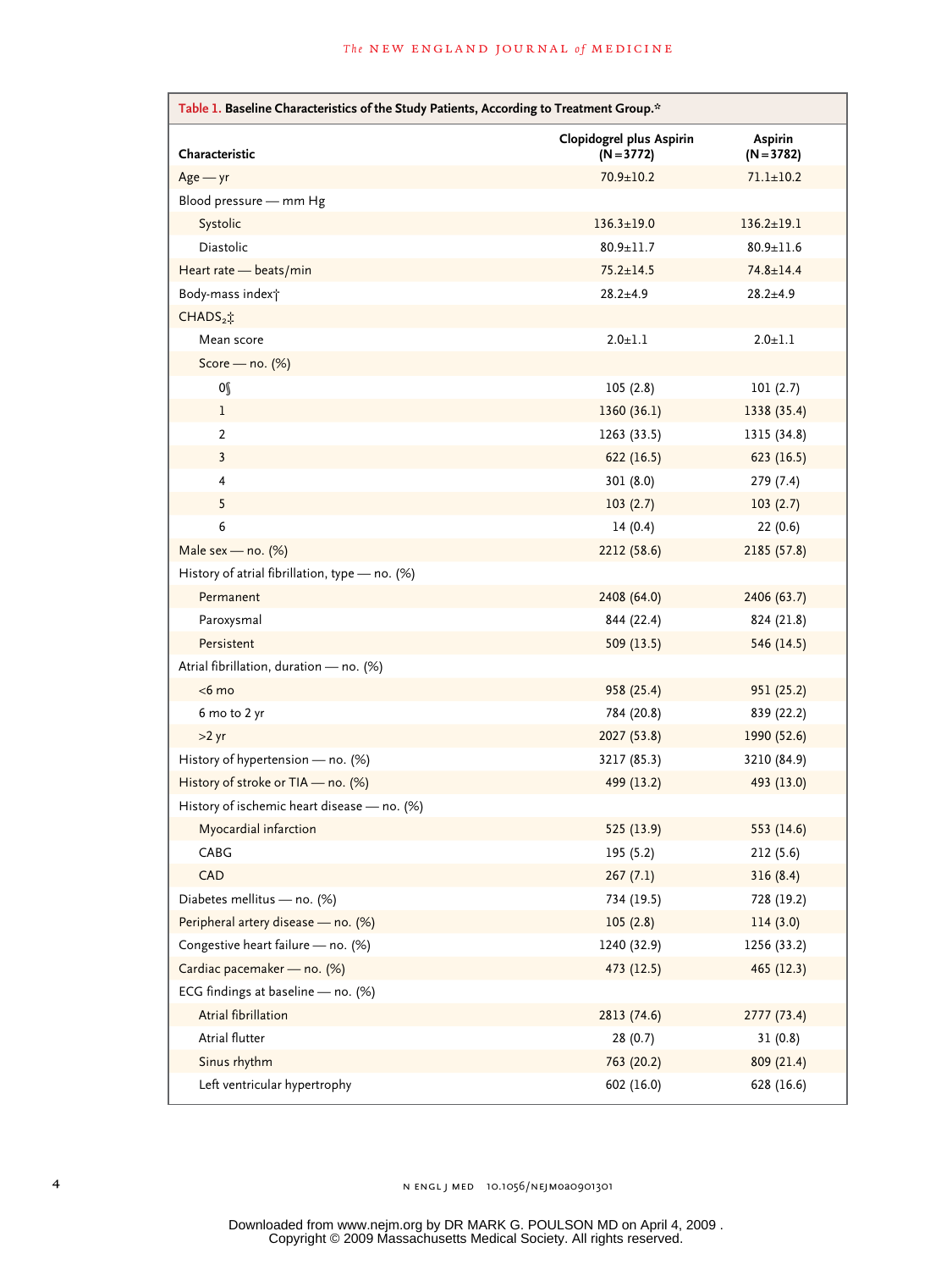**Table 1. Baseline Characteristics of the Study Patients, According to Treatment Group.***

| Characteristic | Clopidogrel plus Aspirin (N=3772) | Aspirin (N=3782) |
|---|---|---|
| Age — yr | 70.9±10.2 | 71.1±10.2 |
| Blood pressure — mm Hg | | |
| Systolic | 136.3±19.0 | 136.2±19.1 |
| Diastolic | 80.9±11.7 | 80.9±11.6 |
| Heart rate — beats/min | 75.2±14.5 | 74.8±14.4 |
| Body-mass index† | 28.2±4.9 | 28.2±4.9 |
| $CHADS_2$‡ | | |
| Mean score | 2.0±1.1 | 2.0±1.1 |
| Score — no. (%) | | |
| 0§ | 105 (2.8) | 101 (2.7) |
| 1 | 1360 (36.1) | 1338 (35.4) |
| 2 | 1263 (33.5) | 1315 (34.8) |
| 3 | 622 (16.5) | 623 (16.5) |
| 4 | 301 (8.0) | 279 (7.4) |
| 5 | 103 (2.7) | 103 (2.7) |
| 6 | 14 (0.4) | 22 (0.6) |
| Male sex — no. (%) | 2212 (58.6) | 2185 (57.8) |
| History of atrial fibrillation, type — no. (%) | | |
| Permanent | 2408 (64.0) | 2406 (63.7) |
| Paroxysmal | 844 (22.4) | 824 (21.8) |
| Persistent | 509 (13.5) | 546 (14.5) |
| Atrial fibrillation, duration — no. (%) | | |
| <6 mo | 958 (25.4) | 951 (25.2) |
| 6 mo to 2 yr | 784 (20.8) | 839 (22.2) |
| >2 yr | 2027 (53.8) | 1990 (52.6) |
| History of hypertension — no. (%) | 3217 (85.3) | 3210 (84.9) |
| History of stroke or TIA — no. (%) | 499 (13.2) | 493 (13.0) |
| History of ischemic heart disease — no. (%) | | |
| Myocardial infarction | 525 (13.9) | 553 (14.6) |
| CABG | 195 (5.2) | 212 (5.6) |
| CAD | 267 (7.1) | 316 (8.4) |
| Diabetes mellitus — no. (%) | 734 (19.5) | 728 (19.2) |
| Peripheral artery disease — no. (%) | 105 (2.8) | 114 (3.0) |
| Congestive heart failure — no. (%) | 1240 (32.9) | 1256 (33.2) |
| Cardiac pacemaker — no. (%) | 473 (12.5) | 465 (12.3) |
| ECG findings at baseline — no. (%) | | |
| Atrial fibrillation | 2813 (74.6) | 2777 (73.4) |
| Atrial flutter | 28 (0.7) | 31 (0.8) |
| Sinus rhythm | 763 (20.2) | 809 (21.4) |
| Left ventricular hypertrophy | 602 (16.0) | 628 (16.6) |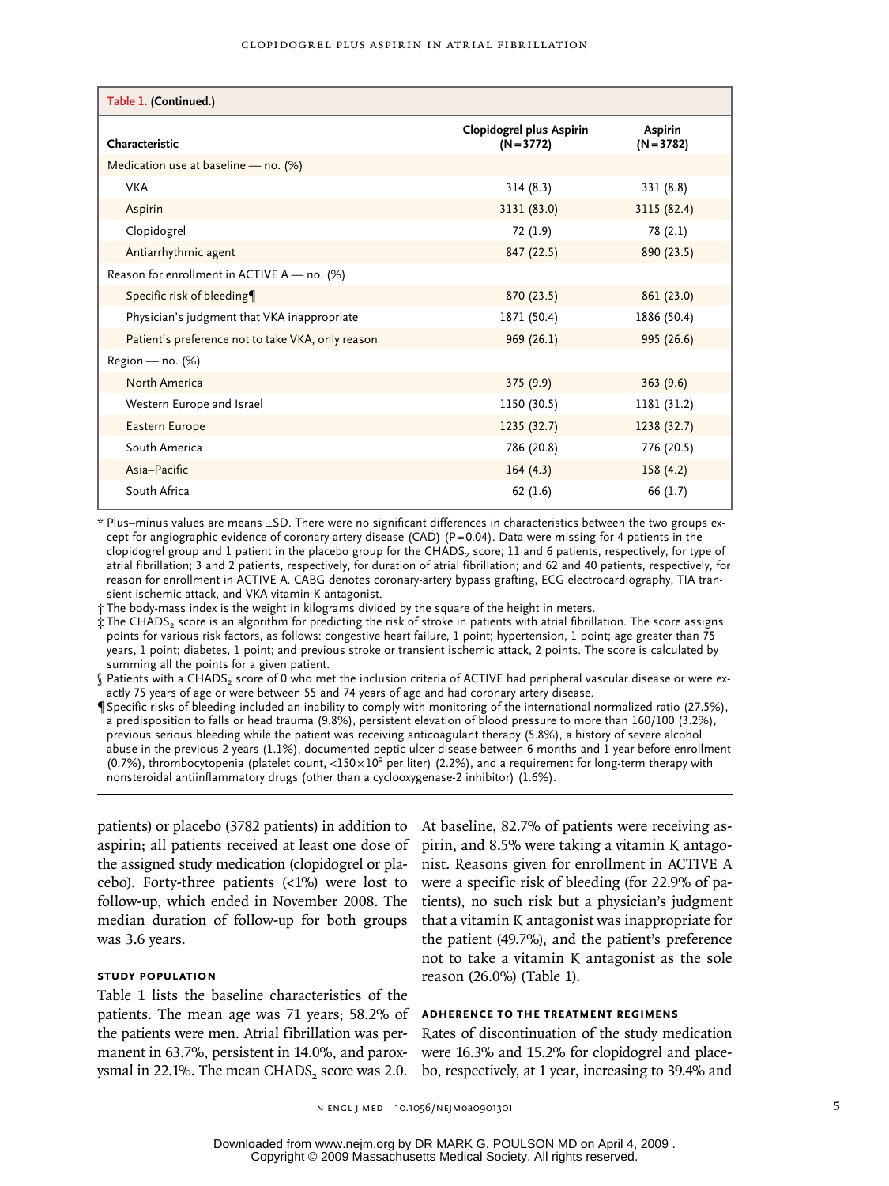**Table 1. (Continued.)**

| Characteristic | Clopidogrel plus Aspirin (N=3772) | Aspirin (N=3782) |
|---|---|---|
| Medication use at baseline — no. (%) | | |
| VKA | 314 (8.3) | 331 (8.8) |
| Aspirin | 3131 (83.0) | 3115 (82.4) |
| Clopidogrel | 72 (1.9) | 78 (2.1) |
| Antiarrhythmic agent | 847 (22.5) | 890 (23.5) |
| Reason for enrollment in ACTIVE A — no. (%) | | |
| Specific risk of bleeding¶ | 870 (23.5) | 861 (23.0) |
| Physician's judgment that VKA inappropriate | 1871 (50.4) | 1886 (50.4) |
| Patient's preference not to take VKA, only reason | 969 (26.1) | 995 (26.6) |
| Region — no. (%) | | |
| North America | 375 (9.9) | 363 (9.6) |
| Western Europe and Israel | 1150 (30.5) | 1181 (31.2) |
| Eastern Europe | 1235 (32.7) | 1238 (32.7) |
| South America | 786 (20.8) | 776 (20.5) |
| Asia–Pacific | 164 (4.3) | 158 (4.2) |
| South Africa | 62 (1.6) | 66 (1.7) |

\* Plus–minus values are means ±SD. There were no significant differences in characteristics between the two groups except for angiographic evidence of coronary artery disease (CAD) (P=0.04). Data were missing for 4 patients in the clopidogrel group and 1 patient in the placebo group for the $CHADS_2$ score; 11 and 6 patients, respectively, for type of atrial fibrillation; 3 and 2 patients, respectively, for duration of atrial fibrillation; and 62 and 40 patients, respectively, for reason for enrollment in ACTIVE A. CABG denotes coronary-artery bypass grafting, ECG electrocardiography, TIA transient ischemic attack, and VKA vitamin K antagonist.

† The body-mass index is the weight in kilograms divided by the square of the height in meters.

‡ The $CHADS_2$ score is an algorithm for predicting the risk of stroke in patients with atrial fibrillation. The score assigns points for various risk factors, as follows: congestive heart failure, 1 point; hypertension, 1 point; age greater than 75 years, 1 point; diabetes, 1 point; and previous stroke or transient ischemic attack, 2 points. The score is calculated by summing all the points for a given patient.

§ Patients with a $CHADS_2$ score of 0 who met the inclusion criteria of ACTIVE had peripheral vascular disease or were exactly 75 years of age or were between 55 and 74 years of age and had coronary artery disease.

¶ Specific risks of bleeding included an inability to comply with monitoring of the international normalized ratio (27.5%), a predisposition to falls or head trauma (9.8%), persistent elevation of blood pressure to more than 160/100 (3.2%), previous serious bleeding while the patient was receiving anticoagulant therapy (5.8%), a history of severe alcohol abuse in the previous 2 years (1.1%), documented peptic ulcer disease between 6 months and 1 year before enrollment (0.7%), thrombocytopenia (platelet count, $<150\times10^9$ per liter) (2.2%), and a requirement for long-term therapy with nonsteroidal antiinflammatory drugs (other than a cyclooxygenase-2 inhibitor) (1.6%).

patients) or placebo (3782 patients) in addition to aspirin; all patients received at least one dose of the assigned study medication (clopidogrel or placebo). Forty-three patients (<1%) were lost to follow-up, which ended in November 2008. The median duration of follow-up for both groups was 3.6 years.

### Study Population

Table 1 lists the baseline characteristics of the patients. The mean age was 71 years; 58.2% of the patients were men. Atrial fibrillation was permanent in 63.7%, persistent in 14.0%, and paroxysmal in 22.1%. The mean $CHADS_2$ score was 2.0. At baseline, 82.7% of patients were receiving aspirin, and 8.5% were taking a vitamin K antagonist. Reasons given for enrollment in ACTIVE A were a specific risk of bleeding (for 22.9% of patients), no such risk but a physician's judgment that a vitamin K antagonist was inappropriate for the patient (49.7%), and the patient's preference not to take a vitamin K antagonist as the sole reason (26.0%) (Table 1).

### Adherence to the Treatment Regimens

Rates of discontinuation of the study medication were 16.3% and 15.2% for clopidogrel and placebo, respectively, at 1 year, increasing to 39.4% and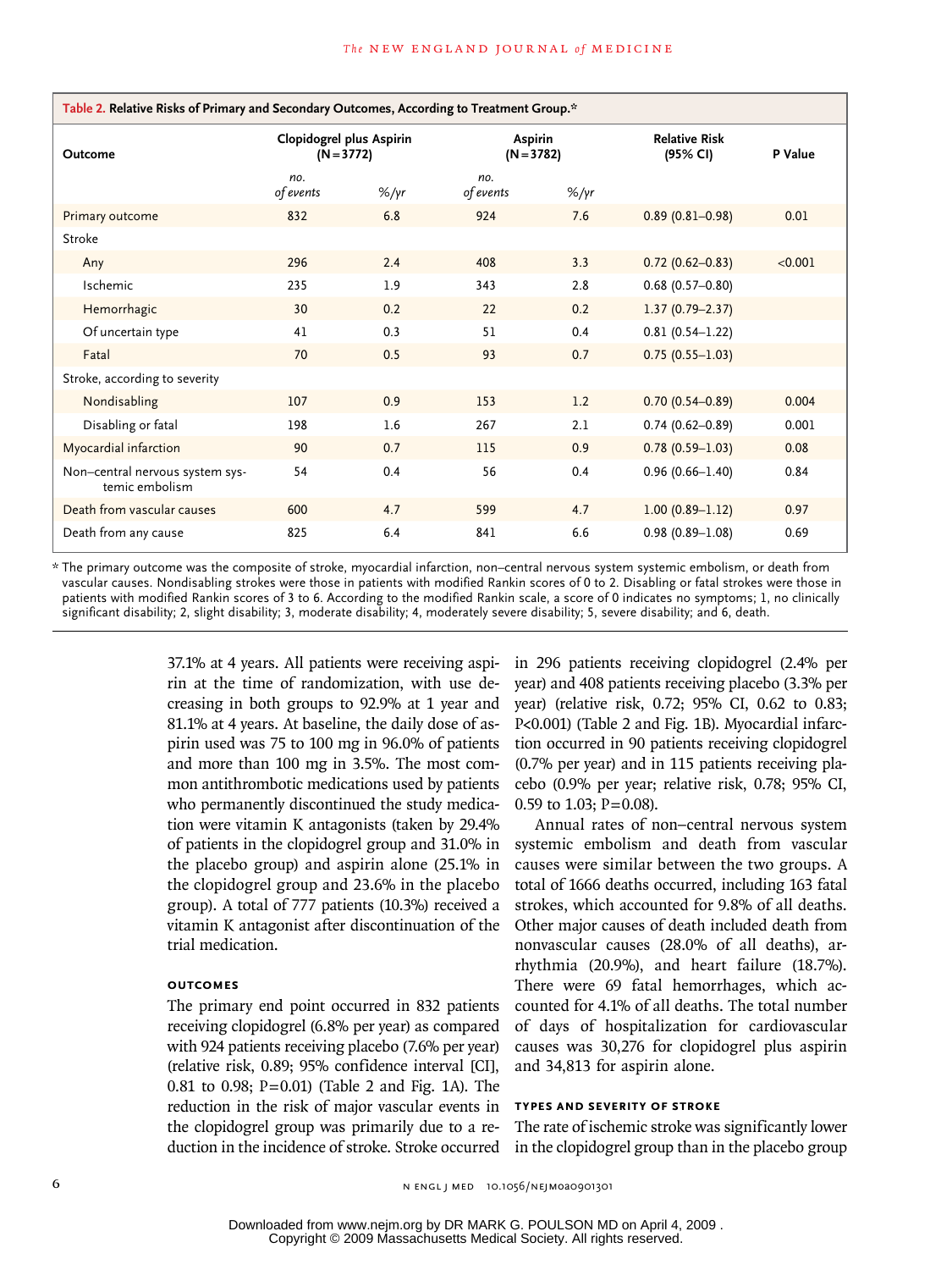**Table 2. Relative Risks of Primary and Secondary Outcomes, According to Treatment Group.***

| Outcome | Clopidogrel plus Aspirin (N=3772) | | Aspirin (N=3782) | | Relative Risk (95% CI) | P Value |
|---|---|---|---|---|---|---|
| | *no. of events* | *%/yr* | *no. of events* | *%/yr* | | |
| Primary outcome | 832 | 6.8 | 924 | 7.6 | 0.89 (0.81–0.98) | 0.01 |
| Stroke | | | | | | |
| Any | 296 | 2.4 | 408 | 3.3 | 0.72 (0.62–0.83) | <0.001 |
| Ischemic | 235 | 1.9 | 343 | 2.8 | 0.68 (0.57–0.80) | |
| Hemorrhagic | 30 | 0.2 | 22 | 0.2 | 1.37 (0.79–2.37) | |
| Of uncertain type | 41 | 0.3 | 51 | 0.4 | 0.81 (0.54–1.22) | |
| Fatal | 70 | 0.5 | 93 | 0.7 | 0.75 (0.55–1.03) | |
| Stroke, according to severity | | | | | | |
| Nondisabling | 107 | 0.9 | 153 | 1.2 | 0.70 (0.54–0.89) | 0.004 |
| Disabling or fatal | 198 | 1.6 | 267 | 2.1 | 0.74 (0.62–0.89) | 0.001 |
| Myocardial infarction | 90 | 0.7 | 115 | 0.9 | 0.78 (0.59–1.03) | 0.08 |
| Non–central nervous system systemic embolism | 54 | 0.4 | 56 | 0.4 | 0.96 (0.66–1.40) | 0.84 |
| Death from vascular causes | 600 | 4.7 | 599 | 4.7 | 1.00 (0.89–1.12) | 0.97 |
| Death from any cause | 825 | 6.4 | 841 | 6.6 | 0.98 (0.89–1.08) | 0.69 |

* The primary outcome was the composite of stroke, myocardial infarction, non–central nervous system systemic embolism, or death from vascular causes. Nondisabling strokes were those in patients with modified Rankin scores of 0 to 2. Disabling or fatal strokes were those in patients with modified Rankin scores of 3 to 6. According to the modified Rankin scale, a score of 0 indicates no symptoms; 1, no clinically significant disability; 2, slight disability; 3, moderate disability; 4, moderately severe disability; 5, severe disability; and 6, death.

37.1% at 4 years. All patients were receiving aspirin at the time of randomization, with use decreasing in both groups to 92.9% at 1 year and 81.1% at 4 years. At baseline, the daily dose of aspirin used was 75 to 100 mg in 96.0% of patients and more than 100 mg in 3.5%. The most common antithrombotic medications used by patients who permanently discontinued the study medication were vitamin K antagonists (taken by 29.4% of patients in the clopidogrel group and 31.0% in the placebo group) and aspirin alone (25.1% in the clopidogrel group and 23.6% in the placebo group). A total of 777 patients (10.3%) received a vitamin K antagonist after discontinuation of the trial medication.

### OUTCOMES

The primary end point occurred in 832 patients receiving clopidogrel (6.8% per year) as compared with 924 patients receiving placebo (7.6% per year) (relative risk, 0.89; 95% confidence interval [CI], 0.81 to 0.98; P=0.01) (Table 2 and Fig. 1A). The reduction in the risk of major vascular events in the clopidogrel group was primarily due to a reduction in the incidence of stroke. Stroke occurred in 296 patients receiving clopidogrel (2.4% per year) and 408 patients receiving placebo (3.3% per year) (relative risk, 0.72; 95% CI, 0.62 to 0.83; P<0.001) (Table 2 and Fig. 1B). Myocardial infarction occurred in 90 patients receiving clopidogrel (0.7% per year) and in 115 patients receiving placebo (0.9% per year; relative risk, 0.78; 95% CI, 0.59 to 1.03; P=0.08).

Annual rates of non–central nervous system systemic embolism and death from vascular causes were similar between the two groups. A total of 1666 deaths occurred, including 163 fatal strokes, which accounted for 9.8% of all deaths. Other major causes of death included death from nonvascular causes (28.0% of all deaths), arrhythmia (20.9%), and heart failure (18.7%). There were 69 fatal hemorrhages, which accounted for 4.1% of all deaths. The total number of days of hospitalization for cardiovascular causes was 30,276 for clopidogrel plus aspirin and 34,813 for aspirin alone.

### TYPES AND SEVERITY OF STROKE

The rate of ischemic stroke was significantly lower in the clopidogrel group than in the placebo group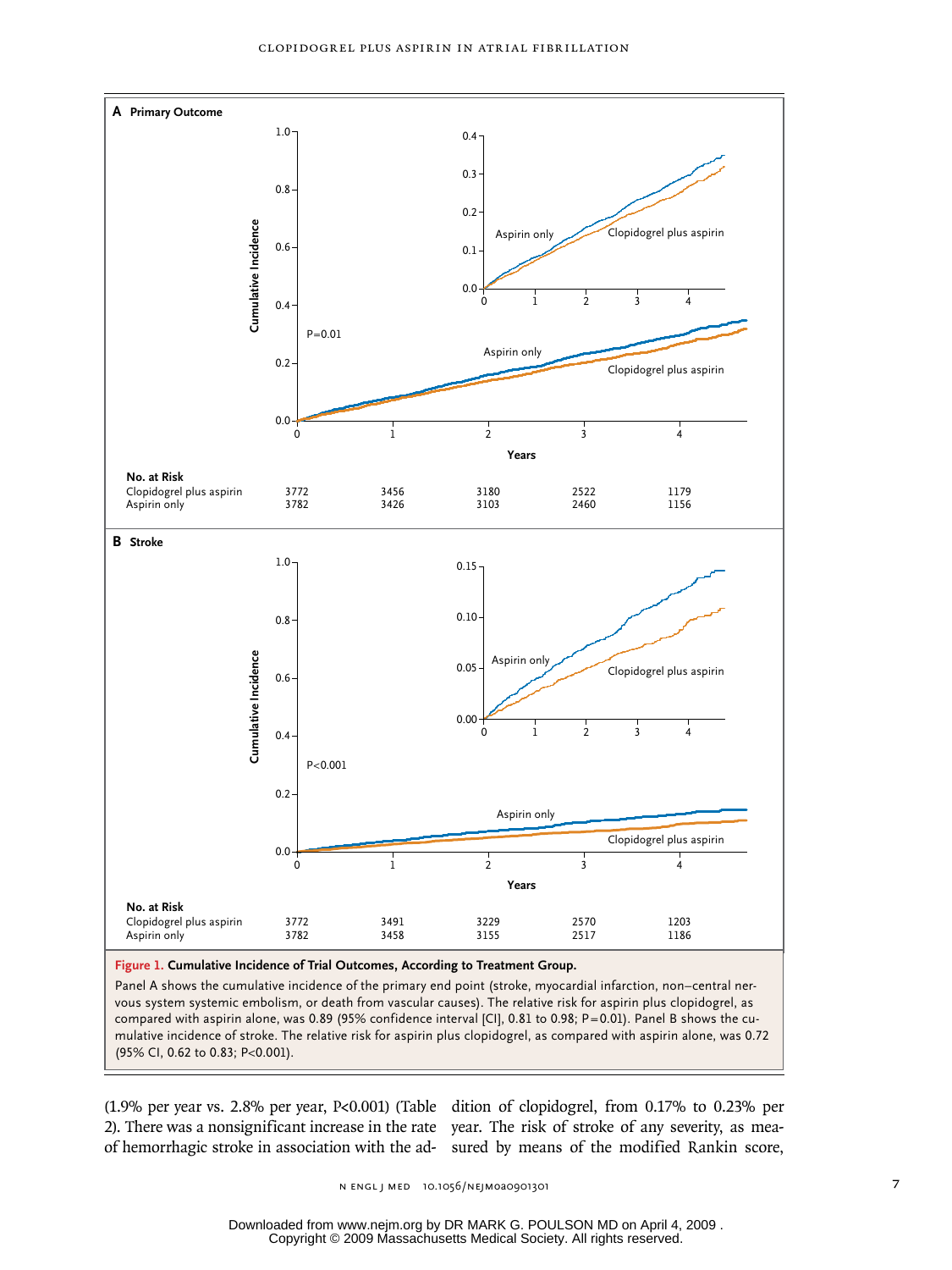**A Primary Outcome**

P=0.01

| No. at Risk | 0 | 1 | 2 | 3 | 4 |
|---|---|---|---|---|---|
| Clopidogrel plus aspirin | 3772 | 3456 | 3180 | 2522 | 1179 |
| Aspirin only | 3782 | 3426 | 3103 | 2460 | 1156 |

**B Stroke**

P<0.001

| No. at Risk | 0 | 1 | 2 | 3 | 4 |
|---|---|---|---|---|---|
| Clopidogrel plus aspirin | 3772 | 3491 | 3229 | 2570 | 1203 |
| Aspirin only | 3782 | 3458 | 3155 | 2517 | 1186 |

**Figure 1. Cumulative Incidence of Trial Outcomes, According to Treatment Group.**

Panel A shows the cumulative incidence of the primary end point (stroke, myocardial infarction, non–central nervous system systemic embolism, or death from vascular causes). The relative risk for aspirin plus clopidogrel, as compared with aspirin alone, was 0.89 (95% confidence interval [CI], 0.81 to 0.98; P=0.01). Panel B shows the cumulative incidence of stroke. The relative risk for aspirin plus clopidogrel, as compared with aspirin alone, was 0.72 (95% CI, 0.62 to 0.83; P<0.001).

(1.9% per year vs. 2.8% per year, P<0.001) (Table 2). There was a nonsignificant increase in the rate of hemorrhagic stroke in association with the addition of clopidogrel, from 0.17% to 0.23% per year. The risk of stroke of any severity, as measured by means of the modified Rankin score,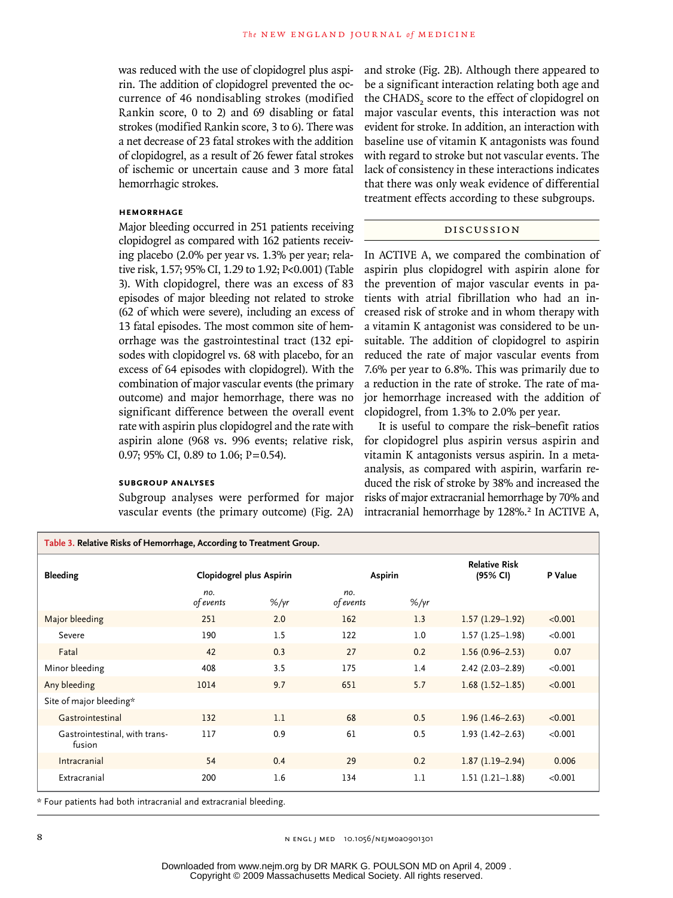was reduced with the use of clopidogrel plus aspirin. The addition of clopidogrel prevented the occurrence of 46 nondisabling strokes (modified Rankin score, 0 to 2) and 69 disabling or fatal strokes (modified Rankin score, 3 to 6). There was a net decrease of 23 fatal strokes with the addition of clopidogrel, as a result of 26 fewer fatal strokes of ischemic or uncertain cause and 3 more fatal hemorrhagic strokes.

### HEMORRHAGE

Major bleeding occurred in 251 patients receiving clopidogrel as compared with 162 patients receiving placebo (2.0% per year vs. 1.3% per year; relative risk, 1.57; 95% CI, 1.29 to 1.92; P<0.001) (Table 3). With clopidogrel, there was an excess of 83 episodes of major bleeding not related to stroke (62 of which were severe), including an excess of 13 fatal episodes. The most common site of hemorrhage was the gastrointestinal tract (132 episodes with clopidogrel vs. 68 with placebo, for an excess of 64 episodes with clopidogrel). With the combination of major vascular events (the primary outcome) and major hemorrhage, there was no significant difference between the overall event rate with aspirin plus clopidogrel and the rate with aspirin alone (968 vs. 996 events; relative risk, 0.97; 95% CI, 0.89 to 1.06; P=0.54).

### SUBGROUP ANALYSES

Subgroup analyses were performed for major vascular events (the primary outcome) (Fig. 2A) and stroke (Fig. 2B). Although there appeared to be a significant interaction relating both age and the $CHADS_2$ score to the effect of clopidogrel on major vascular events, this interaction was not evident for stroke. In addition, an interaction with baseline use of vitamin K antagonists was found with regard to stroke but not vascular events. The lack of consistency in these interactions indicates that there was only weak evidence of differential treatment effects according to these subgroups.

## DISCUSSION

In ACTIVE A, we compared the combination of aspirin plus clopidogrel with aspirin alone for the prevention of major vascular events in patients with atrial fibrillation who had an increased risk of stroke and in whom therapy with a vitamin K antagonist was considered to be unsuitable. The addition of clopidogrel to aspirin reduced the rate of major vascular events from 7.6% per year to 6.8%. This was primarily due to a reduction in the rate of stroke. The rate of major hemorrhage increased with the addition of clopidogrel, from 1.3% to 2.0% per year.

It is useful to compare the risk–benefit ratios for clopidogrel plus aspirin versus aspirin and vitamin K antagonists versus aspirin. In a meta-analysis, as compared with aspirin, warfarin reduced the risk of stroke by 38% and increased the risks of major extracranial hemorrhage by 70% and intracranial hemorrhage by 128%.[2] In ACTIVE A,

**Table 3. Relative Risks of Hemorrhage, According to Treatment Group.**

| Bleeding | Clopidogrel plus Aspirin | | Aspirin | | Relative Risk (95% CI) | P Value |
|---|---|---|---|---|---|---|
| | *no. of events* | *%/yr* | *no. of events* | *%/yr* | | |
| Major bleeding | 251 | 2.0 | 162 | 1.3 | 1.57 (1.29–1.92) | <0.001 |
| Severe | 190 | 1.5 | 122 | 1.0 | 1.57 (1.25–1.98) | <0.001 |
| Fatal | 42 | 0.3 | 27 | 0.2 | 1.56 (0.96–2.53) | 0.07 |
| Minor bleeding | 408 | 3.5 | 175 | 1.4 | 2.42 (2.03–2.89) | <0.001 |
| Any bleeding | 1014 | 9.7 | 651 | 5.7 | 1.68 (1.52–1.85) | <0.001 |
| Site of major bleeding* | | | | | | |
| Gastrointestinal | 132 | 1.1 | 68 | 0.5 | 1.96 (1.46–2.63) | <0.001 |
| Gastrointestinal, with transfusion | 117 | 0.9 | 61 | 0.5 | 1.93 (1.42–2.63) | <0.001 |
| Intracranial | 54 | 0.4 | 29 | 0.2 | 1.87 (1.19–2.94) | 0.006 |
| Extracranial | 200 | 1.6 | 134 | 1.1 | 1.51 (1.21–1.88) | <0.001 |

* Four patients had both intracranial and extracranial bleeding.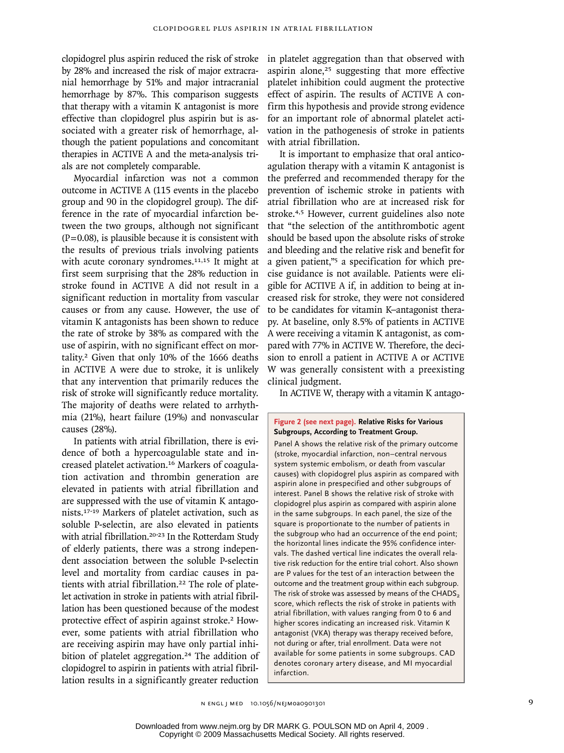clopidogrel plus aspirin reduced the risk of stroke by 28% and increased the risk of major extracranial hemorrhage by 51% and major intracranial hemorrhage by 87%. This comparison suggests that therapy with a vitamin K antagonist is more effective than clopidogrel plus aspirin but is associated with a greater risk of hemorrhage, although the patient populations and concomitant therapies in ACTIVE A and the meta-analysis trials are not completely comparable.

Myocardial infarction was not a common outcome in ACTIVE A (115 events in the placebo group and 90 in the clopidogrel group). The difference in the rate of myocardial infarction between the two groups, although not significant ($P=0.08$), is plausible because it is consistent with the results of previous trials involving patients with acute coronary syndromes.[11,15] It might at first seem surprising that the 28% reduction in stroke found in ACTIVE A did not result in a significant reduction in mortality from vascular causes or from any cause. However, the use of vitamin K antagonists has been shown to reduce the rate of stroke by 38% as compared with the use of aspirin, with no significant effect on mortality.[2] Given that only 10% of the 1666 deaths in ACTIVE A were due to stroke, it is unlikely that any intervention that primarily reduces the risk of stroke will significantly reduce mortality. The majority of deaths were related to arrhythmia (21%), heart failure (19%) and nonvascular causes (28%).

In patients with atrial fibrillation, there is evidence of both a hypercoagulable state and increased platelet activation.[16] Markers of coagulation activation and thrombin generation are elevated in patients with atrial fibrillation and are suppressed with the use of vitamin K antagonists.[17-19] Markers of platelet activation, such as soluble P-selectin, are also elevated in patients with atrial fibrillation.[20-23] In the Rotterdam Study of elderly patients, there was a strong independent association between the soluble P-selectin level and mortality from cardiac causes in patients with atrial fibrillation.[22] The role of platelet activation in stroke in patients with atrial fibrillation has been questioned because of the modest protective effect of aspirin against stroke.[2] However, some patients with atrial fibrillation who are receiving aspirin may have only partial inhibition of platelet aggregation.[24] The addition of clopidogrel to aspirin in patients with atrial fibrillation results in a significantly greater reduction in platelet aggregation than that observed with aspirin alone,[25] suggesting that more effective platelet inhibition could augment the protective effect of aspirin. The results of ACTIVE A confirm this hypothesis and provide strong evidence for an important role of abnormal platelet activation in the pathogenesis of stroke in patients with atrial fibrillation.

It is important to emphasize that oral anticoagulation therapy with a vitamin K antagonist is the preferred and recommended therapy for the prevention of ischemic stroke in patients with atrial fibrillation who are at increased risk for stroke.[4,5] However, current guidelines also note that "the selection of the antithrombotic agent should be based upon the absolute risks of stroke and bleeding and the relative risk and benefit for a given patient,"[5] a specification for which precise guidance is not available. Patients were eligible for ACTIVE A if, in addition to being at increased risk for stroke, they were not considered to be candidates for vitamin K–antagonist therapy. At baseline, only 8.5% of patients in ACTIVE A were receiving a vitamin K antagonist, as compared with 77% in ACTIVE W. Therefore, the decision to enroll a patient in ACTIVE A or ACTIVE W was generally consistent with a preexisting clinical judgment.

In ACTIVE W, therapy with a vitamin K antago-

**Figure 2 (see next page). Relative Risks for Various Subgroups, According to Treatment Group.**

Panel A shows the relative risk of the primary outcome (stroke, myocardial infarction, non–central nervous system systemic embolism, or death from vascular causes) with clopidogrel plus aspirin as compared with aspirin alone in prespecified and other subgroups of interest. Panel B shows the relative risk of stroke with clopidogrel plus aspirin as compared with aspirin alone in the same subgroups. In each panel, the size of the square is proportionate to the number of patients in the subgroup who had an occurrence of the end point; the horizontal lines indicate the 95% confidence intervals. The dashed vertical line indicates the overall relative risk reduction for the entire trial cohort. Also shown are P values for the test of an interaction between the outcome and the treatment group within each subgroup. The risk of stroke was assessed by means of the $CHADS_2$ score, which reflects the risk of stroke in patients with atrial fibrillation, with values ranging from 0 to 6 and higher scores indicating an increased risk. Vitamin K antagonist (VKA) therapy was therapy received before, not during or after, trial enrollment. Data were not available for some patients in some subgroups. CAD denotes coronary artery disease, and MI myocardial infarction.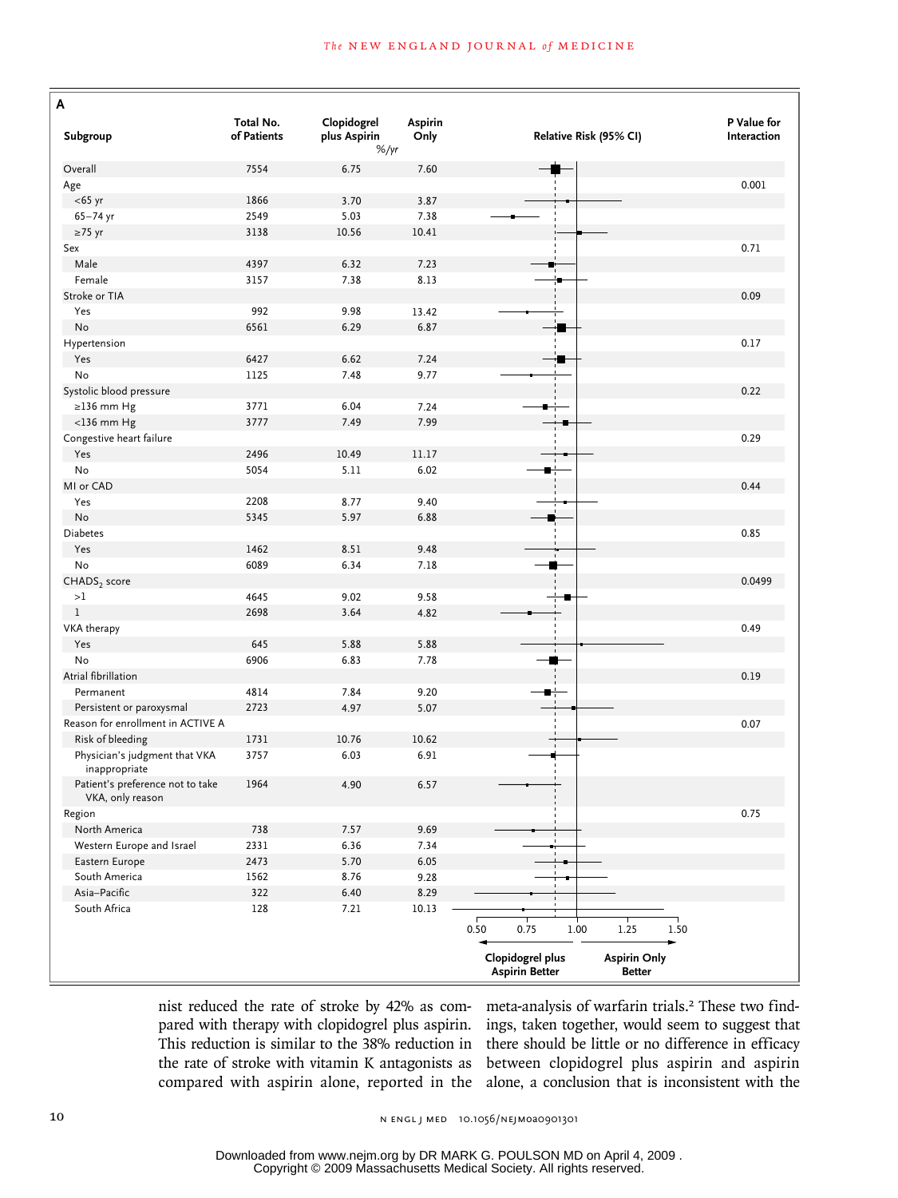**A**

| Subgroup | Total No. of Patients | Clopidogrel plus Aspirin (%/yr) | Aspirin Only (%/yr) | Relative Risk (95% CI) | P Value for Interaction |
|---|---|---|---|---|---|
| Overall | 7554 | 6.75 | 7.60 | | |
| Age | | | | | 0.001 |
| <65 yr | 1866 | 3.70 | 3.87 | | |
| 65–74 yr | 2549 | 5.03 | 7.38 | | |
| ≥75 yr | 3138 | 10.56 | 10.41 | | |
| Sex | | | | | 0.71 |
| Male | 4397 | 6.32 | 7.23 | | |
| Female | 3157 | 7.38 | 8.13 | | |
| Stroke or TIA | | | | | 0.09 |
| Yes | 992 | 9.98 | 13.42 | | |
| No | 6561 | 6.29 | 6.87 | | |
| Hypertension | | | | | 0.17 |
| Yes | 6427 | 6.62 | 7.24 | | |
| No | 1125 | 7.48 | 9.77 | | |
| Systolic blood pressure | | | | | 0.22 |
| ≥136 mm Hg | 3771 | 6.04 | 7.24 | | |
| <136 mm Hg | 3777 | 7.49 | 7.99 | | |
| Congestive heart failure | | | | | 0.29 |
| Yes | 2496 | 10.49 | 11.17 | | |
| No | 5054 | 5.11 | 6.02 | | |
| MI or CAD | | | | | 0.44 |
| Yes | 2208 | 8.77 | 9.40 | | |
| No | 5345 | 5.97 | 6.88 | | |
| Diabetes | | | | | 0.85 |
| Yes | 1462 | 8.51 | 9.48 | | |
| No | 6089 | 6.34 | 7.18 | | |
| $CHADS_2$ score | | | | | 0.0499 |
| >1 | 4645 | 9.02 | 9.58 | | |
| 1 | 2698 | 3.64 | 4.82 | | |
| VKA therapy | | | | | 0.49 |
| Yes | 645 | 5.88 | 5.88 | | |
| No | 6906 | 6.83 | 7.78 | | |
| Atrial fibrillation | | | | | 0.19 |
| Permanent | 4814 | 7.84 | 9.20 | | |
| Persistent or paroxysmal | 2723 | 4.97 | 5.07 | | |
| Reason for enrollment in ACTIVE A | | | | | 0.07 |
| Risk of bleeding | 1731 | 10.76 | 10.62 | | |
| Physician's judgment that VKA inappropriate | 3757 | 6.03 | 6.91 | | |
| Patient's preference not to take VKA, only reason | 1964 | 4.90 | 6.57 | | |
| Region | | | | | 0.75 |
| North America | 738 | 7.57 | 9.69 | | |
| Western Europe and Israel | 2331 | 6.36 | 7.34 | | |
| Eastern Europe | 2473 | 5.70 | 6.05 | | |
| South America | 1562 | 8.76 | 9.28 | | |
| Asia–Pacific | 322 | 6.40 | 8.29 | | |
| South Africa | 128 | 7.21 | 10.13 | | |

Relative Risk axis: 0.50, 0.75, 1.00, 1.25, 1.50 — ← Clopidogrel plus Aspirin Better | Aspirin Only Better →

nist reduced the rate of stroke by 42% as compared with therapy with clopidogrel plus aspirin. This reduction is similar to the 38% reduction in the rate of stroke with vitamin K antagonists as compared with aspirin alone, reported in the meta-analysis of warfarin trials.[2] These two findings, taken together, would seem to suggest that there should be little or no difference in efficacy between clopidogrel plus aspirin and aspirin alone, a conclusion that is inconsistent with the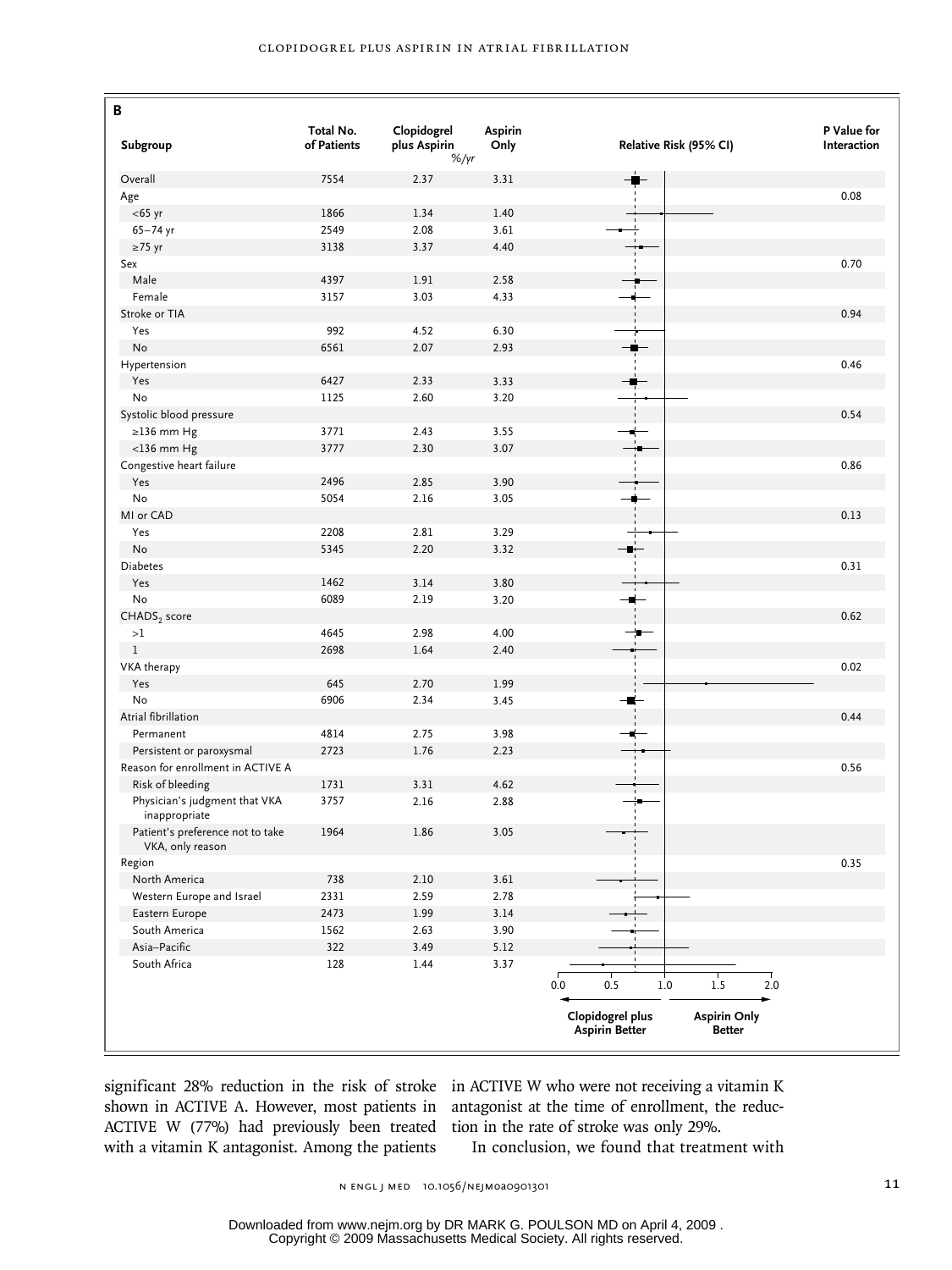**B**

| Subgroup | Total No. of Patients | Clopidogrel plus Aspirin (%/yr) | Aspirin Only (%/yr) | P Value for Interaction |
|---|---|---|---|---|
| Overall | 7554 | 2.37 | 3.31 | |
| Age | | | | 0.08 |
| <65 yr | 1866 | 1.34 | 1.40 | |
| 65–74 yr | 2549 | 2.08 | 3.61 | |
| ≥75 yr | 3138 | 3.37 | 4.40 | |
| Sex | | | | 0.70 |
| Male | 4397 | 1.91 | 2.58 | |
| Female | 3157 | 3.03 | 4.33 | |
| Stroke or TIA | | | | 0.94 |
| Yes | 992 | 4.52 | 6.30 | |
| No | 6561 | 2.07 | 2.93 | |
| Hypertension | | | | 0.46 |
| Yes | 6427 | 2.33 | 3.33 | |
| No | 1125 | 2.60 | 3.20 | |
| Systolic blood pressure | | | | 0.54 |
| ≥136 mm Hg | 3771 | 2.43 | 3.55 | |
| <136 mm Hg | 3777 | 2.30 | 3.07 | |
| Congestive heart failure | | | | 0.86 |
| Yes | 2496 | 2.85 | 3.90 | |
| No | 5054 | 2.16 | 3.05 | |
| MI or CAD | | | | 0.13 |
| Yes | 2208 | 2.81 | 3.29 | |
| No | 5345 | 2.20 | 3.32 | |
| Diabetes | | | | 0.31 |
| Yes | 1462 | 3.14 | 3.80 | |
| No | 6089 | 2.19 | 3.20 | |
| $CHADS_2$ score | | | | 0.62 |
| >1 | 4645 | 2.98 | 4.00 | |
| 1 | 2698 | 1.64 | 2.40 | |
| VKA therapy | | | | 0.02 |
| Yes | 645 | 2.70 | 1.99 | |
| No | 6906 | 2.34 | 3.45 | |
| Atrial fibrillation | | | | 0.44 |
| Permanent | 4814 | 2.75 | 3.98 | |
| Persistent or paroxysmal | 2723 | 1.76 | 2.23 | |
| Reason for enrollment in ACTIVE A | | | | 0.56 |
| Risk of bleeding | 1731 | 3.31 | 4.62 | |
| Physician's judgment that VKA inappropriate | 3757 | 2.16 | 2.88 | |
| Patient's preference not to take VKA, only reason | 1964 | 1.86 | 3.05 | |
| Region | | | | 0.35 |
| North America | 738 | 2.10 | 3.61 | |
| Western Europe and Israel | 2331 | 2.59 | 2.78 | |
| Eastern Europe | 2473 | 1.99 | 3.14 | |
| South America | 1562 | 2.63 | 3.90 | |
| Asia–Pacific | 322 | 3.49 | 5.12 | |
| South Africa | 128 | 1.44 | 3.37 | |

Relative Risk (95% CI): 0.0 0.5 1.0 1.5 2.0 — ← Clopidogrel plus Aspirin Better | Aspirin Only Better →

significant 28% reduction in the risk of stroke shown in ACTIVE A. However, most patients in ACTIVE W (77%) had previously been treated with a vitamin K antagonist. Among the patients in ACTIVE W who were not receiving a vitamin K antagonist at the time of enrollment, the reduction in the rate of stroke was only 29%.

In conclusion, we found that treatment with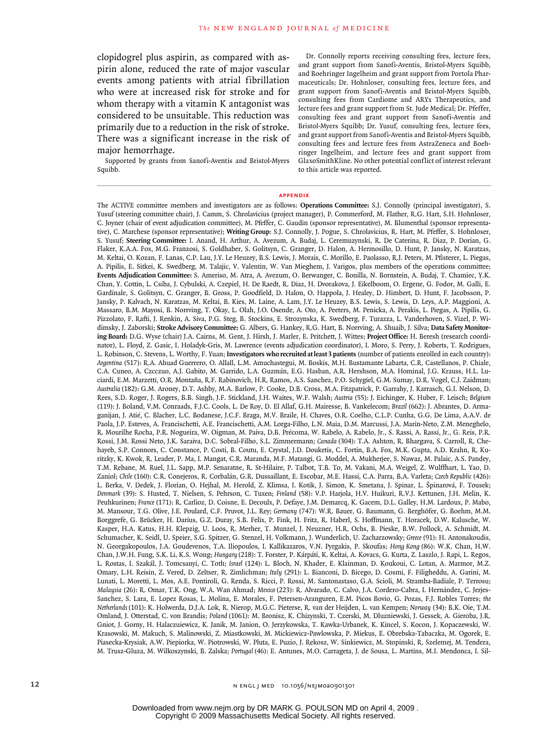clopidogrel plus aspirin, as compared with aspirin alone, reduced the rate of major vascular events among patients with atrial fibrillation who were at increased risk for stroke and for whom therapy with a vitamin K antagonist was considered to be unsuitable. This reduction was primarily due to a reduction in the risk of stroke. There was a significant increase in the risk of major hemorrhage.

Supported by grants from Sanofi-Aventis and Bristol-Myers Squibb.

Dr. Connolly reports receiving consulting fees, lecture fees, and grant support from Sanofi-Aventis, Bristol-Myers Squibb, and Boehringer Ingelheim and grant support from Portola Pharmaceuticals; Dr. Hohnloser, consulting fees, lecture fees, and grant support from Sanofi-Aventis and Bristol-Myers Squibb, consulting fees from Cardiome and ARYx Therapeutics, and lecture fees and grant support from St. Jude Medical; Dr. Pfeffer, consulting fees and grant support from Sanofi-Aventis and Bristol-Myers Squibb; Dr. Yusuf, consulting fees, lecture fees, and grant support from Sanofi-Aventis and Bristol-Myers Squibb, consulting fees and lecture fees from AstraZeneca and Boehringer Ingelheim, and lecture fees and grant support from GlaxoSmithKline. No other potential conflict of interest relevant to this article was reported.

## APPENDIX

The ACTIVE committee members and investigators are as follows: **Operations Committee:** S.J. Connolly (principal investigator), S. Yusuf (steering committee chair), J. Camm, S. Chrolavicius (project manager), P. Commerford, M. Flather, R.G. Hart, S.H. Hohnloser, C. Joyner (chair of event adjudication committee), M. Pfeffer, C. Gaudin (sponsor representative), M. Blumenthal (sponsor representative), C. Marchese (sponsor representative); **Writing Group**: S.J. Connolly, J. Pogue, S. Chrolavicius, R. Hart, M. Pfeffer, S. Hohnloser, S. Yusuf; **Steering Committee:** I. Anand, H. Arthur, A. Avezum, A. Budaj, L. Ceremuzynski, R. De Caterina, R. Diaz, P. Dorian, G. Flaker, K.A.A. Fox, M.G. Franzosi, S. Goldhaber, S. Golitsyn, C. Granger, D. Halon, A. Hermosillo, D. Hunt, P. Jansky, N. Karatzas, M. Keltai, O. Kozan, F. Lanas, C.P. Lau, J.Y. Le Heuzey, B.S. Lewis, J. Morais, C. Morillo, E. Paolasso, R.J. Peters, M. Pfisterer, L. Piegas, A. Pipilis, E. Sitkei, K. Swedberg, M. Talajic, V. Valentin, W. Van Mieghem, J. Varigos, plus members of the operations committee; **Events Adjudication Committee:** S. Ameriso, M. Atra, A. Avezum, O. Berwanger, C. Bonilla, N. Bornstein, A. Budaj, T. Chamiec, Y.K. Chan, Y. Cottin, L. Csiba, J. Cybulski, A. Czepiel, H. De Raedt, R. Diaz, H. Dvorakova, J. Eikelboom, O. Ergene, G. Fodor, M. Galli, E. Gardinale, S. Golitsyn, C. Granger, B. Gross, P. Goodfield, D. Halon, O. Happola, J. Healey, D. Himbert, D. Hunt, F. Jacobsson, P. Jansky, P. Kalvach, N. Karatzas, M. Keltai, B. Kies, M. Laine, A. Lam, J.Y. Le Heuzey, B.S. Lewis, S. Lewis, D. Leys, A.P. Maggioni, A. Massaro, B.M. Mayosi, B. Norrving, T. Okay, L. Olah, J.O. Osende, A. Oto, A. Peeters, M. Penicka, A. Perakis, L. Piegas, A. Pipilis, G. Pizzolato, F. Rafti, J. Renkin, A. Siva, P.G. Steg, B. Stockins, E. Strozynska, K. Swedberg, F. Turazza, L. Vanderhoven, S. Vizel, P. Widimsky, J. Zaborski; **Stroke Advisory Committee:** G. Albers, G. Hankey, R.G. Hart, B. Norrving, A. Shuaib, J. Silva; **Data Safety Monitoring Board:** D.G. Wyse (chair) J.A. Cairns, M. Gent, J. Hirsh, J. Marler, E. Pritchett, J. Wittes; **Project Office:** H. Beresh (research coordinator), L. Floyd, Z. Gasic, I. Holadyk-Gris, M. Lawrence (events adjudication coordinator), I. Moro, S. Perry, J. Roberts, T. Rodrigues, L. Robinson, C. Stevens, L. Worthy, F. Yuan; **Investigators who recruited at least 3 patients** (number of patients enrolled in each country): *Argentina* (517): R.A. Ahuad Guerrero, O. Allall, L.M. Amuchastegui, M. Boskis, M.H. Bustamante Labarta, C.R. Castellanos, P. Chiale, C.A. Cuneo, A. Czcczuo, A.J. Gabito, M. Garrido, L.A. Guzmán, E.G. Hasban, A.R. Hershson, M.A. Hominal, J.G. Krauss, H.L. Luciardi, E.M. Marzetti, O.R. Montaña, R.F. Rabinovich, H.R. Ramos, A.S. Sanchez, P.O. Schygiel, G.M. Sumay, D.R. Vogel, C.J. Zaidman; *Australia* (182): G.M. Aroney, D.T. Ashby, M.A. Barlow, P. Cooke, D.B. Cross, M.A. Fitzpatrick, P. Garrahy, J. Karrasch, G.I. Nelson, D. Rees, S.D. Roger, J. Rogers, B.B. Singh, J.F. Stickland, J.H. Waites, W.F. Walsh; *Austria* (55): J. Eichinger, K. Huber, F. Leisch; *Belgium* (119): J. Boland, V.M. Conraads, F.J.C. Cools, L. De Roy, D. El Allaf, G.H. Mairesse, B. Vankelecom; *Brazil* (662): J. Abrantes, D. Armaganijan, J. Atié, C. Blacher, L.C. Bodanese, J.C.F. Braga, M.V. Braile, H. Chaves, O.R. Coelho, C.L.P. Cunha, G.G. De Lima, A.A.V. de Paola, J.P. Esteves, A. Francischetti, A.E. Francischetti, A.M. Lorga-Filho, L.N. Maia, D.M. Marcussi, J.A. Marin-Neto, Z.M. Meneghelo, R. Mourilhe Rocha, P.R. Nogueira, W. Oigman, M. Paiva, D.B. Précoma, W. Rabelo, A. Rabelo, Jr., S. Rassi, A. Rassi, Jr., G. Reis, P.R. Rossi, J.M. Rossi Neto, J.K. Saraiva, D.C. Sobral-Filho, S.L. Zimmermann; *Canada* (304): T.A. Ashton, R. Bhargava, S. Carroll, R. Chehayeb, S.P. Connors, C. Constance, P. Costi, B. Coutu, E. Crystal, J.D. Douketis, C. Fortin, B.A. Fox, M.K. Gupta, A.D. Krahn, R. Kuritzky, K. Kwok, R. Leader, P. Ma, I. Mangat, C.R. Maranda, M.F. Matangi, G. Moddel, A. Mukherjee, S. Nawaz, M. Palaic, A.S. Pandey, T.M. Rebane, M. Ruel, J.L. Sapp, M.P. Senaratne, R. St-Hilaire, P. Talbot, T.B. To, M. Vakani, M.A. Weigel, Z. Wulffhart, L. Yao, D. Zaniol; *Chile* (160): C.R. Conejeros, R. Corbalán, G.R. Dussaillant, E. Escobar, M.E. Hassi, C.A. Parra, B.A. Varleta; *Czech Republic* (426): L. Berka, V. Dedek, J. Florian, O. Hejhal, M. Herold, Z. Klimsa, I. Kotik, J. Simon, K. Smetana, J. Spinar, L. Špinarová, F. Tousek; *Denmark* (39): S. Husted, T. Nielsen, S. Pehrson, C. Tuxen; *Finland* (58): V.P. Harjola, H.V. Huikuri, R.V.J. Kettunen, J.H. Melin, K. Peuhkurinen; *France* (171): R. Carlioz, D. Coisne, E. Decoulx, P. Defaye, J.M. Demarcq, K. Gacem, D.L. Galley, H.M. Lardoux, P. Mabo, M. Mansour, T.G. Olive, J.E. Poulard, C.F. Pruvot, J.L. Rey; *Germany* (747): W.R. Bauer, G. Baumann, G. Berghöfer, G. Boehm, M.M. Borggrefe, G. Brücker, H. Darius, G.Z. Duray, S.B. Felix, P. Fink, H. Fritz, R. Haberl, S. Hoffmann, T. Horacek, D.W. Kalusche, W. Kasper, H.A. Katus, H.H. Klepzig, U. Loos, R. Merher, T. Munzel, J. Neuzner, H.R. Ochs, B. Pieske, B.W. Pollock, A. Schmidt, M. Schumacher, K. Seidl, U. Speier, S.G. Spitzer, G. Stenzel, H. Volkmann, J. Wunderlich, U. Zacharzowsky; *Greece* (91): H. Antonakoudis, N. Georgakopoulos, J.A. Goudevenos, T.A. Iliopoulos, I. Kallikazaros, V.N. Pyrgakis, P. Skoufas; *Hong Kong* (86): W.K. Chan, H.W. Chan, J.W.H. Fung, S.K. Li, K.S. Wong; *Hungary* (218): T. Forster, P. Kárpáti, K. Keltai, A. Kovacs, G. Kurta, Z. Laszlo, J. Rapi, L. Regos, L. Rostas, I. Szakál, J. Tomcsanyi, C. Toth; *Israel* (124): L. Bloch, N. Khader, E. Klainman, D. Koukoui, C. Lotan, A. Marmor, M.Z. Omary, L.H. Reisin, Z. Vered, D. Zeltser, R. Zimlichman; *Italy* (291): L. Bianconi, D. Bicego, D. Cosmi, F. Filigheddu, A. Garini, M. Lunati, L. Moretti, L. Mos, A.E. Pontiroli, G. Renda, S. Ricci, P. Rossi, M. Santonastaso, G.A. Scioli, M. Stramba-Badiale, P. Terrosu; *Malaysia* (26): R. Omar, T.K. Ong, W.A. Wan Ahmad; *Mexico* (223): R. Alvarado, C. Calvo, J.A. Cordero-Cabra, I. Hernández, C. Jerjes-Sanchez, S. Lara, E. Lopez Rosas, L. Molina, E. Morales, F. Petersen-Aranguren, E.M. Picos Bovio, G. Pozas, F.J. Robles Torres; *the Netherlands* (101): K. Holwerda, D.J.A. Lok, R. Nierop, M.G.C. Pieterse, R. van der Heijden, L. van Kempen; *Norway* (34): B.K. Oie, T.M. Omland, J. Otterstad, C. von Brandis; *Poland* (1061): M. Bronisz, K. Chizynski, T. Czerski, M. Dluzniewski, J. Gessek, A. Gieroba, J.R. Gniot, J. Gorny, H. Halaczuiewicz, K. Janik, M. Janion, O. Jerzykowska, T. Kawka-Urbanek, K. Kincel, S. Kocon, J. Kopaczewski, W. Krasowski, M. Makuch, S. Malinowski, Z. Miastkowski, M. Mickiewicz-Pawlowska, P. Miekus, E. Obrebska-Tabaczka, M. Ogorek, E. Piasecka-Krysiak, A.W. Piepiorka, W. Piotrowski, W. Pluta, E. Puzio, J. Rekosz, W. Sinkiewicz, M. Stopinski, R. Szelemej, M. Tendera, M. Trusz-Gluza, M. Wilkoszynski, B. Zalska; *Portugal* (46): E. Antunes, M.O. Carrageta, J. de Sousa, L. Martins, M.I. Mendonca, I. Sil-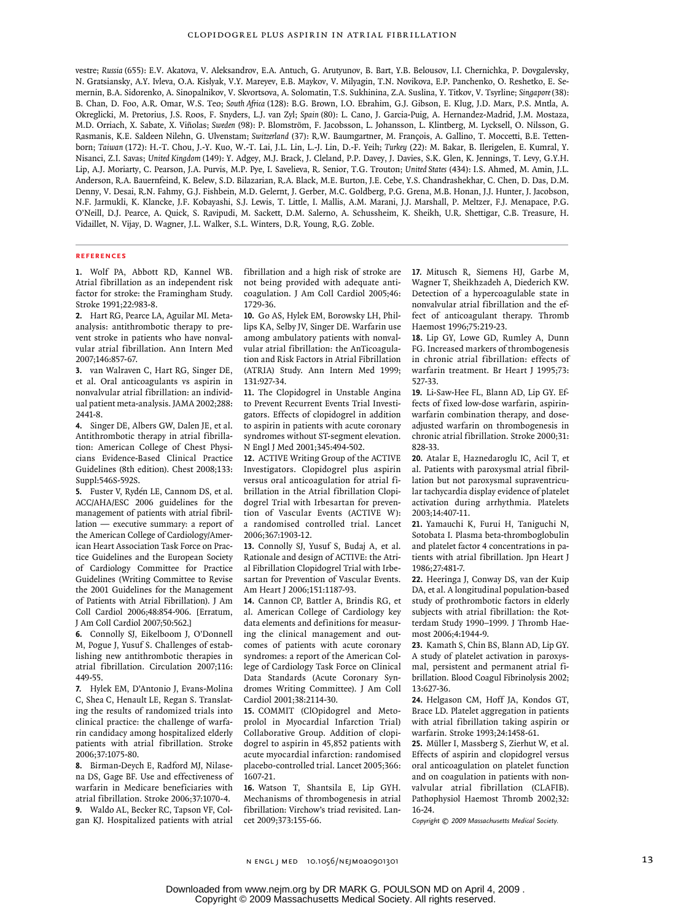vestre; *Russia* (655): E.V. Akatova, V. Aleksandrov, E.A. Antuch, G. Arutyunov, B. Bart, Y.B. Belousov, I.I. Chernichka, P. Dovgalevsky, N. Gratsiansky, A.Y. Ivleva, O.A. Kislyak, V.Y. Mareyev, E.B. Maykov, V. Milyagin, T.N. Novikova, E.P. Panchenko, O. Reshetko, E. Semernin, B.A. Sidorenko, A. Sinopalnikov, V. Skvortsova, A. Solomatin, T.S. Sukhinina, Z.A. Suslina, Y. Titkov, V. Tsyrline; *Singapore* (38): B. Chan, D. Foo, A.R. Omar, W.S. Teo; *South Africa* (128): B.G. Brown, I.O. Ebrahim, G.J. Gibson, E. Klug, J.D. Marx, P.S. Mntla, A. Okreglicki, M. Pretorius, J.S. Roos, F. Snyders, L.J. van Zyl; *Spain* (80): L. Cano, J. Garcia-Puig, A. Hernandez-Madrid, J.M. Mostaza, M.D. Orriach, X. Sabate, X. Viñolas; *Sweden* (98): P. Blomström, F. Jacobsson, L. Johansson, L. Klintberg, M. Lycksell, O. Nilsson, G. Rasmanis, K.E. Saldeen Nilehn, G. Ulvenstam; *Switzerland* (37): R.W. Baumgartner, M. François, A. Gallino, T. Moccetti, B.E. Tettenborn; *Taiwan* (172): H.-T. Chou, J.-Y. Kuo, W.-T. Lai, J.L. Lin, L.-J. Lin, D.-F. Yeih; *Turkey* (22): M. Bakar, B. Ilerigelen, E. Kumral, Y. Nisanci, Z.I. Savas; *United Kingdom* (149): Y. Adgey, M.J. Brack, J. Cleland, P.P. Davey, J. Davies, S.K. Glen, K. Jennings, T. Levy, G.Y.H. Lip, A.J. Moriarty, C. Pearson, J.A. Purvis, M.P. Pye, I. Savelieva, R. Senior, T.G. Trouton; *United States* (434): I.S. Ahmed, M. Amin, J.L. Anderson, R.A. Bauernfeind, K. Belew, S.D. Bilazarian, R.A. Black, M.E. Burton, J.E. Cebe, Y.S. Chandrashekhar, C. Chen, D. Das, D.M. Denny, V. Desai, R.N. Fahmy, G.J. Fishbein, M.D. Gelernt, J. Gerber, M.C. Goldberg, P.G. Grena, M.B. Honan, J.J. Hunter, J. Jacobson, N.F. Jarmukli, K. Klancke, J.F. Kobayashi, S.J. Lewis, T. Little, I. Mallis, A.M. Marani, J.J. Marshall, P. Meltzer, F.J. Menapace, P.G. O'Neill, D.J. Pearce, A. Quick, S. Ravipudi, M. Sackett, D.M. Salerno, A. Schussheim, K. Sheikh, U.R. Shettigar, C.B. Treasure, H. Vidaillet, N. Vijay, D. Wagner, J.L. Walker, S.L. Winters, D.R. Young, R.G. Zoble.

## References

1. Wolf PA, Abbott RD, Kannel WB. Atrial fibrillation as an independent risk factor for stroke: the Framingham Study. Stroke 1991;22:983-8.
2. Hart RG, Pearce LA, Aguilar MI. Meta-analysis: antithrombotic therapy to prevent stroke in patients who have nonvalvular atrial fibrillation. Ann Intern Med 2007;146:857-67.
3. van Walraven C, Hart RG, Singer DE, et al. Oral anticoagulants vs aspirin in nonvalvular atrial fibrillation: an individual patient meta-analysis. JAMA 2002;288: 2441-8.
4. Singer DE, Albers GW, Dalen JE, et al. Antithrombotic therapy in atrial fibrillation: American College of Chest Physicians Evidence-Based Clinical Practice Guidelines (8th edition). Chest 2008;133: Suppl:546S-592S.
5. Fuster V, Rydén LE, Cannom DS, et al. ACC/AHA/ESC 2006 guidelines for the management of patients with atrial fibrillation — executive summary: a report of the American College of Cardiology/American Heart Association Task Force on Practice Guidelines and the European Society of Cardiology Committee for Practice Guidelines (Writing Committee to Revise the 2001 Guidelines for the Management of Patients with Atrial Fibrillation). J Am Coll Cardiol 2006;48:854-906. [Erratum, J Am Coll Cardiol 2007;50:562.]
6. Connolly SJ, Eikelboom J, O'Donnell M, Pogue J, Yusuf S. Challenges of establishing new antithrombotic therapies in atrial fibrillation. Circulation 2007;116: 449-55.
7. Hylek EM, D'Antonio J, Evans-Molina C, Shea C, Henault LE, Regan S. Translating the results of randomized trials into clinical practice: the challenge of warfarin candidacy among hospitalized elderly patients with atrial fibrillation. Stroke 2006;37:1075-80.
8. Birman-Deych E, Radford MJ, Nilasena DS, Gage BF. Use and effectiveness of warfarin in Medicare beneficiaries with atrial fibrillation. Stroke 2006;37:1070-4.
9. Waldo AL, Becker RC, Tapson VF, Colgan KJ. Hospitalized patients with atrial fibrillation and a high risk of stroke are not being provided with adequate anticoagulation. J Am Coll Cardiol 2005;46: 1729-36.
10. Go AS, Hylek EM, Borowsky LH, Phillips KA, Selby JV, Singer DE. Warfarin use among ambulatory patients with nonvalvular atrial fibrillation: the AnTicoagulation and Risk Factors in Atrial Fibrillation (ATRIA) Study. Ann Intern Med 1999; 131:927-34.
11. The Clopidogrel in Unstable Angina to Prevent Recurrent Events Trial Investigators. Effects of clopidogrel in addition to aspirin in patients with acute coronary syndromes without ST-segment elevation. N Engl J Med 2001;345:494-502.
12. ACTIVE Writing Group of the ACTIVE Investigators. Clopidogrel plus aspirin versus oral anticoagulation for atrial fibrillation in the Atrial fibrillation Clopidogrel Trial with Irbesartan for prevention of Vascular Events (ACTIVE W): a randomised controlled trial. Lancet 2006;367:1903-12.
13. Connolly SJ, Yusuf S, Budaj A, et al. Rationale and design of ACTIVE: the Atrial Fibrillation Clopidogrel Trial with Irbesartan for Prevention of Vascular Events. Am Heart J 2006;151:1187-93.
14. Cannon CP, Battler A, Brindis RG, et al. American College of Cardiology key data elements and definitions for measuring the clinical management and outcomes of patients with acute coronary syndromes: a report of the American College of Cardiology Task Force on Clinical Data Standards (Acute Coronary Syndromes Writing Committee). J Am Coll Cardiol 2001;38:2114-30.
15. COMMIT (ClOpidogrel and Metoprolol in Myocardial Infarction Trial) Collaborative Group. Addition of clopidogrel to aspirin in 45,852 patients with acute myocardial infarction: randomised placebo-controlled trial. Lancet 2005;366: 1607-21.
16. Watson T, Shantsila E, Lip GYH. Mechanisms of thrombogenesis in atrial fibrillation: Virchow's triad revisited. Lancet 2009;373:155-66.
17. Mitusch R, Siemens HJ, Garbe M, Wagner T, Sheikhzadeh A, Diederich KW. Detection of a hypercoagulable state in nonvalvular atrial fibrillation and the effect of anticoagulant therapy. Thromb Haemost 1996;75:219-23.
18. Lip GY, Lowe GD, Rumley A, Dunn FG. Increased markers of thrombogenesis in chronic atrial fibrillation: effects of warfarin treatment. Br Heart J 1995;73: 527-33.
19. Li-Saw-Hee FL, Blann AD, Lip GY. Effects of fixed low-dose warfarin, aspirin-warfarin combination therapy, and dose-adjusted warfarin on thrombogenesis in chronic atrial fibrillation. Stroke 2000;31: 828-33.
20. Atalar E, Haznedaroglu IC, Acil T, et al. Patients with paroxysmal atrial fibrillation but not paroxysmal supraventricular tachycardia display evidence of platelet activation during arrhythmia. Platelets 2003;14:407-11.
21. Yamauchi K, Furui H, Taniguchi N, Sotobata I. Plasma beta-thromboglobulin and platelet factor 4 concentrations in patients with atrial fibrillation. Jpn Heart J 1986;27:481-7.
22. Heeringa J, Conway DS, van der Kuip DA, et al. A longitudinal population-based study of prothrombotic factors in elderly subjects with atrial fibrillation: the Rotterdam Study 1990–1999. J Thromb Haemost 2006;4:1944-9.
23. Kamath S, Chin BS, Blann AD, Lip GY. A study of platelet activation in paroxysmal, persistent and permanent atrial fibrillation. Blood Coagul Fibrinolysis 2002; 13:627-36.
24. Helgason CM, Hoff JA, Kondos GT, Brace LD. Platelet aggregation in patients with atrial fibrillation taking aspirin or warfarin. Stroke 1993;24:1458-61.
25. Müller I, Massberg S, Zierhut W, et al. Effects of aspirin and clopidogrel versus oral anticoagulation on platelet function and on coagulation in patients with nonvalvular atrial fibrillation (CLAFIB). Pathophysiol Haemost Thromb 2002;32: 16-24.

*Copyright © 2009 Massachusetts Medical Society.*